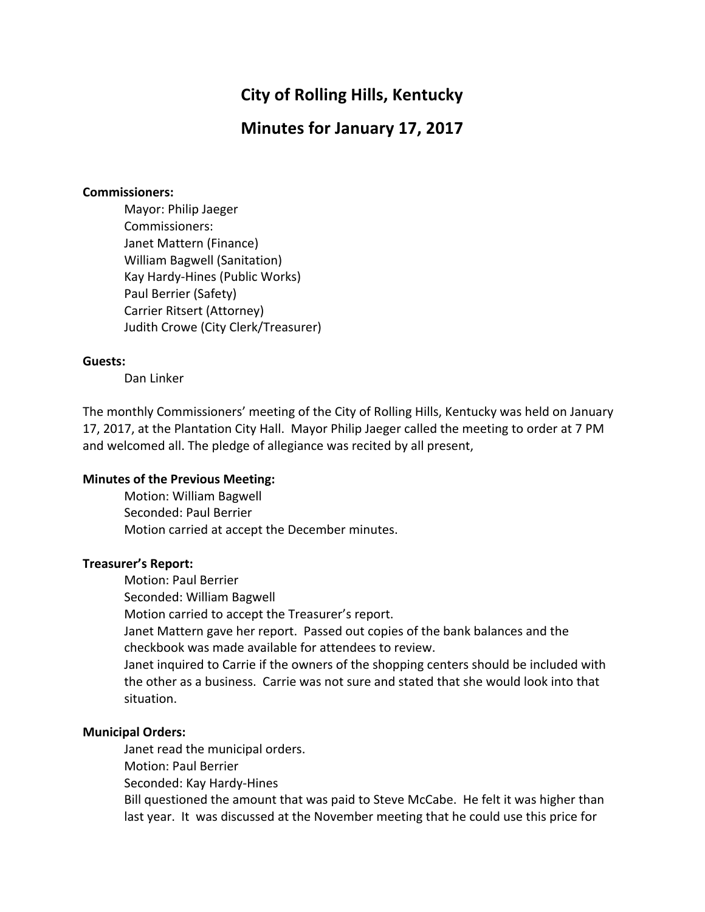# City of Rolling Hills, Kentucky

## Minutes for January 17, 2017

**Commissioners:**

Mayor: Philip Jaeger
Commissioners:
Janet Mattern (Finance)
William Bagwell (Sanitation)
Kay Hardy-Hines (Public Works)
Paul Berrier (Safety)
Carrier Ritsert (Attorney)
Judith Crowe (City Clerk/Treasurer)

**Guests:**

Dan Linker

The monthly Commissioners' meeting of the City of Rolling Hills, Kentucky was held on January 17, 2017, at the Plantation City Hall. Mayor Philip Jaeger called the meeting to order at 7 PM and welcomed all. The pledge of allegiance was recited by all present,

**Minutes of the Previous Meeting:**

Motion: William Bagwell
Seconded: Paul Berrier
Motion carried at accept the December minutes.

**Treasurer's Report:**

Motion: Paul Berrier
Seconded: William Bagwell
Motion carried to accept the Treasurer's report.
Janet Mattern gave her report. Passed out copies of the bank balances and the checkbook was made available for attendees to review.
Janet inquired to Carrie if the owners of the shopping centers should be included with the other as a business. Carrie was not sure and stated that she would look into that situation.

**Municipal Orders:**

Janet read the municipal orders.
Motion: Paul Berrier
Seconded: Kay Hardy-Hines
Bill questioned the amount that was paid to Steve McCabe. He felt it was higher than last year. It was discussed at the November meeting that he could use this price for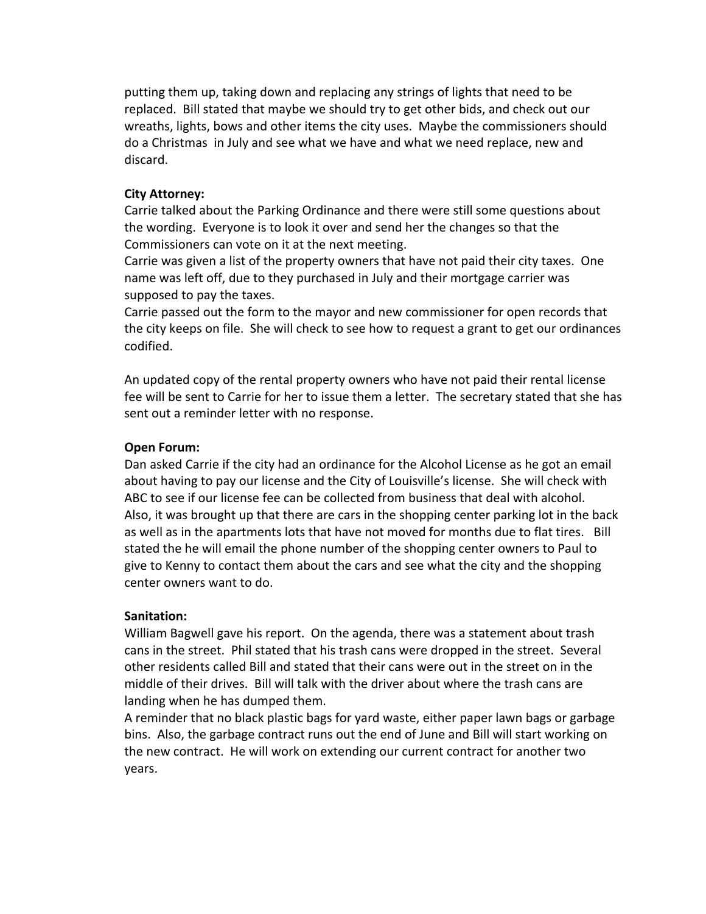putting them up, taking down and replacing any strings of lights that need to be replaced. Bill stated that maybe we should try to get other bids, and check out our wreaths, lights, bows and other items the city uses. Maybe the commissioners should do a Christmas in July and see what we have and what we need replace, new and discard.

**City Attorney:**

Carrie talked about the Parking Ordinance and there were still some questions about the wording. Everyone is to look it over and send her the changes so that the Commissioners can vote on it at the next meeting.

Carrie was given a list of the property owners that have not paid their city taxes. One name was left off, due to they purchased in July and their mortgage carrier was supposed to pay the taxes.

Carrie passed out the form to the mayor and new commissioner for open records that the city keeps on file. She will check to see how to request a grant to get our ordinances codified.

An updated copy of the rental property owners who have not paid their rental license fee will be sent to Carrie for her to issue them a letter. The secretary stated that she has sent out a reminder letter with no response.

**Open Forum:**

Dan asked Carrie if the city had an ordinance for the Alcohol License as he got an email about having to pay our license and the City of Louisville's license. She will check with ABC to see if our license fee can be collected from business that deal with alcohol. Also, it was brought up that there are cars in the shopping center parking lot in the back as well as in the apartments lots that have not moved for months due to flat tires. Bill stated the he will email the phone number of the shopping center owners to Paul to give to Kenny to contact them about the cars and see what the city and the shopping center owners want to do.

**Sanitation:**

William Bagwell gave his report. On the agenda, there was a statement about trash cans in the street. Phil stated that his trash cans were dropped in the street. Several other residents called Bill and stated that their cans were out in the street on in the middle of their drives. Bill will talk with the driver about where the trash cans are landing when he has dumped them.

A reminder that no black plastic bags for yard waste, either paper lawn bags or garbage bins. Also, the garbage contract runs out the end of June and Bill will start working on the new contract. He will work on extending our current contract for another two years.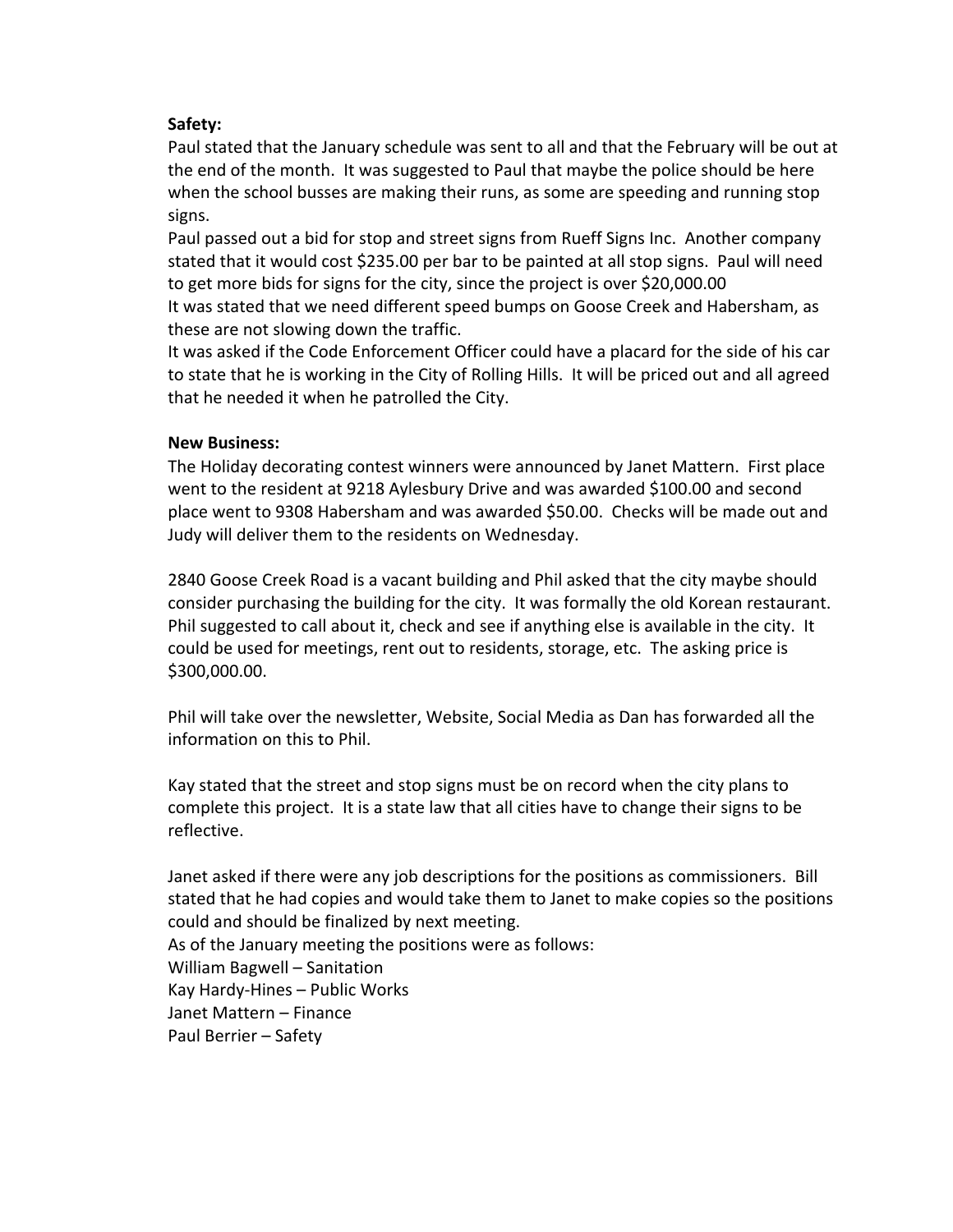**Safety:**

Paul stated that the January schedule was sent to all and that the February will be out at the end of the month. It was suggested to Paul that maybe the police should be here when the school busses are making their runs, as some are speeding and running stop signs.

Paul passed out a bid for stop and street signs from Rueff Signs Inc. Another company stated that it would cost $235.00 per bar to be painted at all stop signs. Paul will need to get more bids for signs for the city, since the project is over $20,000.00

It was stated that we need different speed bumps on Goose Creek and Habersham, as these are not slowing down the traffic.

It was asked if the Code Enforcement Officer could have a placard for the side of his car to state that he is working in the City of Rolling Hills. It will be priced out and all agreed that he needed it when he patrolled the City.

**New Business:**

The Holiday decorating contest winners were announced by Janet Mattern. First place went to the resident at 9218 Aylesbury Drive and was awarded $100.00 and second place went to 9308 Habersham and was awarded $50.00. Checks will be made out and Judy will deliver them to the residents on Wednesday.

2840 Goose Creek Road is a vacant building and Phil asked that the city maybe should consider purchasing the building for the city. It was formally the old Korean restaurant. Phil suggested to call about it, check and see if anything else is available in the city. It could be used for meetings, rent out to residents, storage, etc. The asking price is $300,000.00.

Phil will take over the newsletter, Website, Social Media as Dan has forwarded all the information on this to Phil.

Kay stated that the street and stop signs must be on record when the city plans to complete this project. It is a state law that all cities have to change their signs to be reflective.

Janet asked if there were any job descriptions for the positions as commissioners. Bill stated that he had copies and would take them to Janet to make copies so the positions could and should be finalized by next meeting.

As of the January meeting the positions were as follows:

William Bagwell – Sanitation  
Kay Hardy-Hines – Public Works  
Janet Mattern – Finance  
Paul Berrier – Safety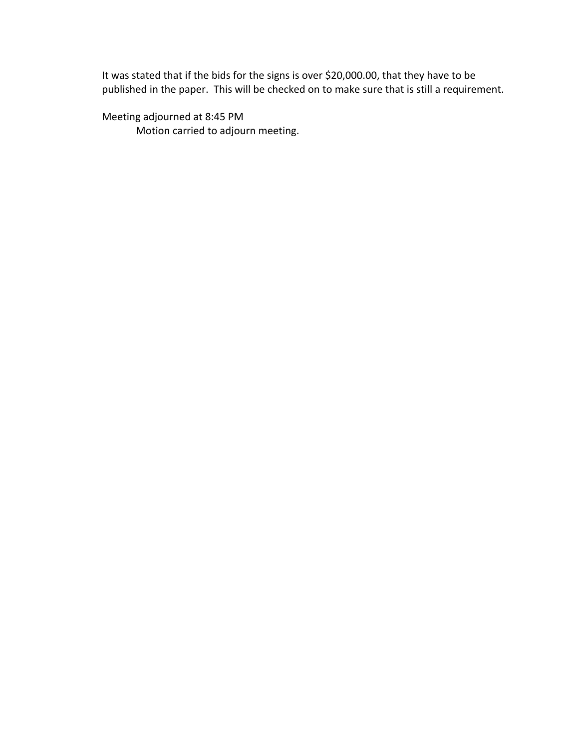It was stated that if the bids for the signs is over $20,000.00, that they have to be published in the paper. This will be checked on to make sure that is still a requirement.

Meeting adjourned at 8:45 PM

Motion carried to adjourn meeting.